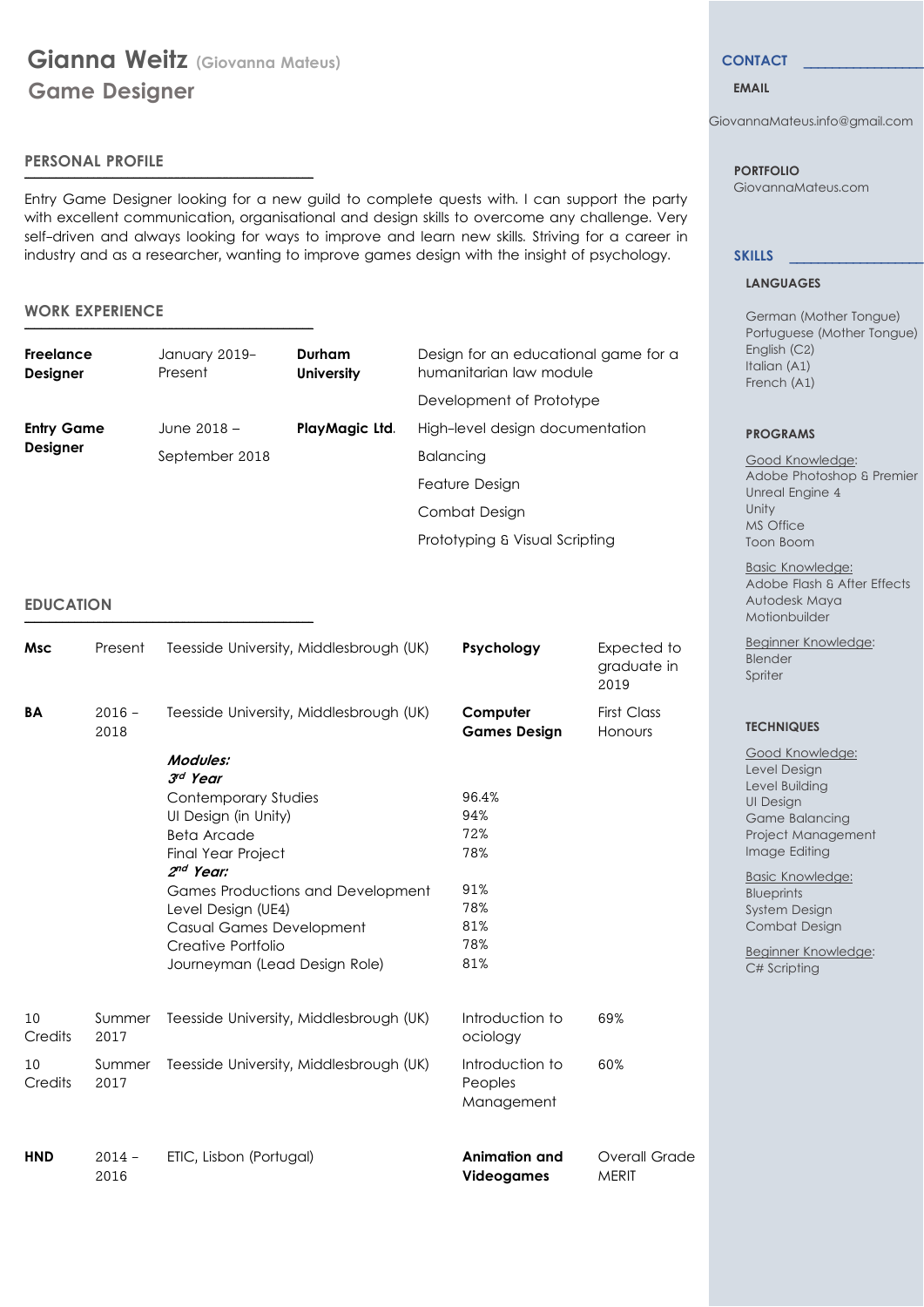# Gianna Weitz (Giovanna Mateus)

## Game Designer

### PERSONAL PROFILE

Entry Game Designer looking for a new guild to complete quests with. I can support the party with excellent communication, organisational and design skills to overcome any challenge. Very self-driven and always looking for ways to improve and learn new skills. Striving for a career in industry and as a researcher, wanting to improve games design with the insight of psychology.

### WORK EXPERIENCE

| | | | |
|---|---|---|---|
| **Freelance Designer** | January 2019– Present | **Durham University** | Design for an educational game for a humanitarian law module |
| | | | Development of Prototype |
| **Entry Game Designer** | June 2018 – September 2018 | **PlayMagic Ltd.** | High-level design documentation |
| | | | Balancing |
| | | | Feature Design |
| | | | Combat Design |
| | | | Prototyping & Visual Scripting |

### EDUCATION

| | | | | |
|---|---|---|---|---|
| **Msc** | Present | Teesside University, Middlesbrough (UK) | **Psychology** | Expected to graduate in 2019 |
| **BA** | 2016 – 2018 | Teesside University, Middlesbrough (UK) | **Computer Games Design** | First Class Honours |

***Modules:***

***3rd Year***

| | |
|---|---|
| Contemporary Studies | 96.4% |
| UI Design (in Unity) | 94% |
| Beta Arcade | 72% |
| Final Year Project | 78% |

***2nd Year:***

| | |
|---|---|
| Games Productions and Development | 91% |
| Level Design (UE4) | 78% |
| Casual Games Development | 81% |
| Creative Portfolio | 78% |
| Journeyman (Lead Design Role) | 81% |

| | | | | |
|---|---|---|---|---|
| 10 Credits | Summer 2017 | Teesside University, Middlesbrough (UK) | Introduction to ociology | 69% |
| 10 Credits | Summer 2017 | Teesside University, Middlesbrough (UK) | Introduction to Peoples Management | 60% |
| **HND** | 2014 – 2016 | ETIC, Lisbon (Portugal) | **Animation and Videogames** | Overall Grade MERIT |

### CONTACT

**EMAIL**

GiovannaMateus.info@gmail.com

**PORTFOLIO**

GiovannaMateus.com

### SKILLS

**LANGUAGES**

German (Mother Tongue)
Portuguese (Mother Tongue)
English (C2)
Italian (A1)
French (A1)

**PROGRAMS**

Good Knowledge:
Adobe Photoshop & Premier
Unreal Engine 4
Unity
MS Office
Toon Boom

Basic Knowledge:
Adobe Flash & After Effects
Autodesk Maya
Motionbuilder

Beginner Knowledge:
Blender
Spriter

**TECHNIQUES**

Good Knowledge:
Level Design
Level Building
UI Design
Game Balancing
Project Management
Image Editing

Basic Knowledge:
Blueprints
System Design
Combat Design

Beginner Knowledge:
C# Scripting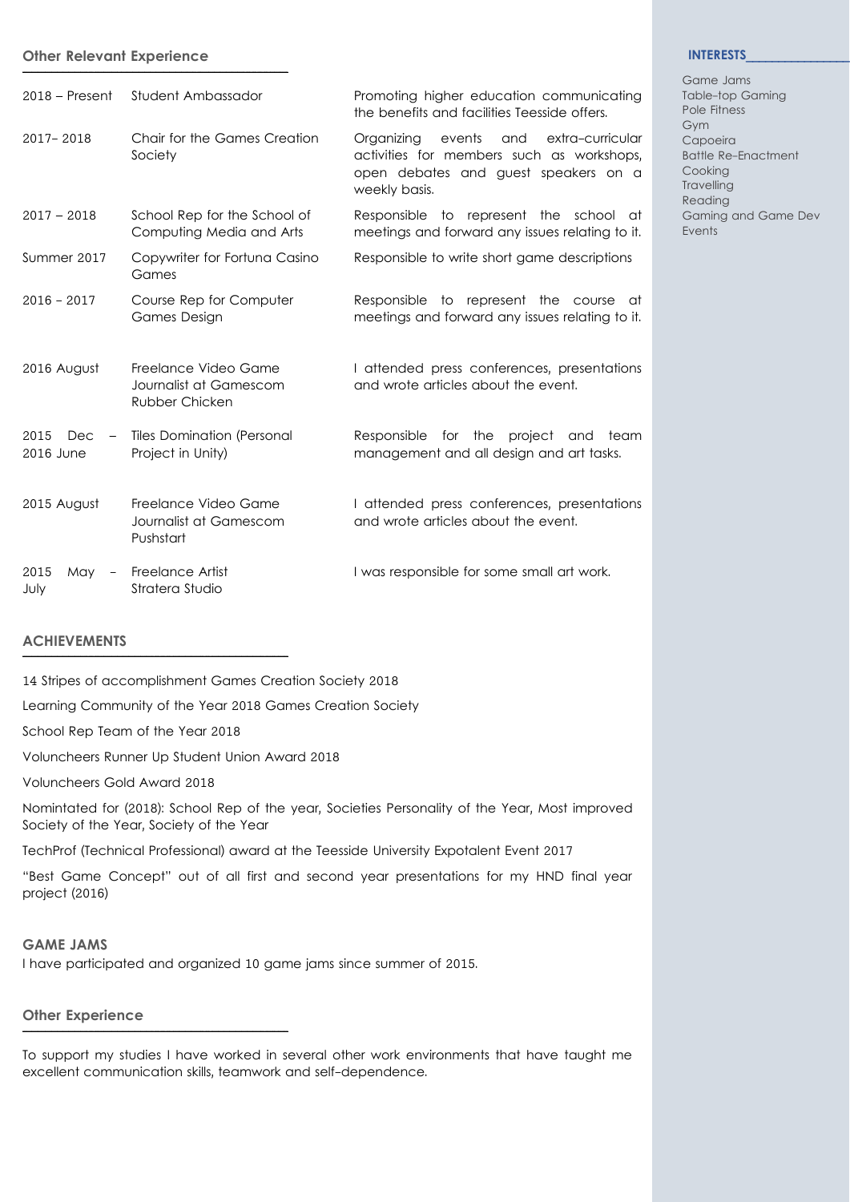## Other Relevant Experience

| | | |
|---|---|---|
| 2018 – Present | Student Ambassador | Promoting higher education communicating the benefits and facilities Teesside offers. |
| 2017– 2018 | Chair for the Games Creation Society | Organizing events and extra-curricular activities for members such as workshops, open debates and guest speakers on a weekly basis. |
| 2017 – 2018 | School Rep for the School of Computing Media and Arts | Responsible to represent the school at meetings and forward any issues relating to it. |
| Summer 2017 | Copywriter for Fortuna Casino Games | Responsible to write short game descriptions |
| 2016 – 2017 | Course Rep for Computer Games Design | Responsible to represent the course at meetings and forward any issues relating to it. |
| 2016 August | Freelance Video Game Journalist at Gamescom Rubber Chicken | I attended press conferences, presentations and wrote articles about the event. |
| 2015 Dec – 2016 June | Tiles Domination (Personal Project in Unity) | Responsible for the project and team management and all design and art tasks. |
| 2015 August | Freelance Video Game Journalist at Gamescom Pushstart | I attended press conferences, presentations and wrote articles about the event. |
| 2015 May – July | Freelance Artist Stratera Studio | I was responsible for some small art work. |

## ACHIEVEMENTS

14 Stripes of accomplishment Games Creation Society 2018

Learning Community of the Year 2018 Games Creation Society

School Rep Team of the Year 2018

Voluncheers Runner Up Student Union Award 2018

Voluncheers Gold Award 2018

Nomintated for (2018): School Rep of the year, Societies Personality of the Year, Most improved Society of the Year, Society of the Year

TechProf (Technical Professional) award at the Teesside University Expotalent Event 2017

"Best Game Concept" out of all first and second year presentations for my HND final year project (2016)

## GAME JAMS

I have participated and organized 10 game jams since summer of 2015.

## Other Experience

To support my studies I have worked in several other work environments that have taught me excellent communication skills, teamwork and self-dependence.

## INTERESTS

Game Jams
Table-top Gaming
Pole Fitness
Gym
Capoeira
Battle Re-Enactment
Cooking
Travelling
Reading
Gaming and Game Dev Events